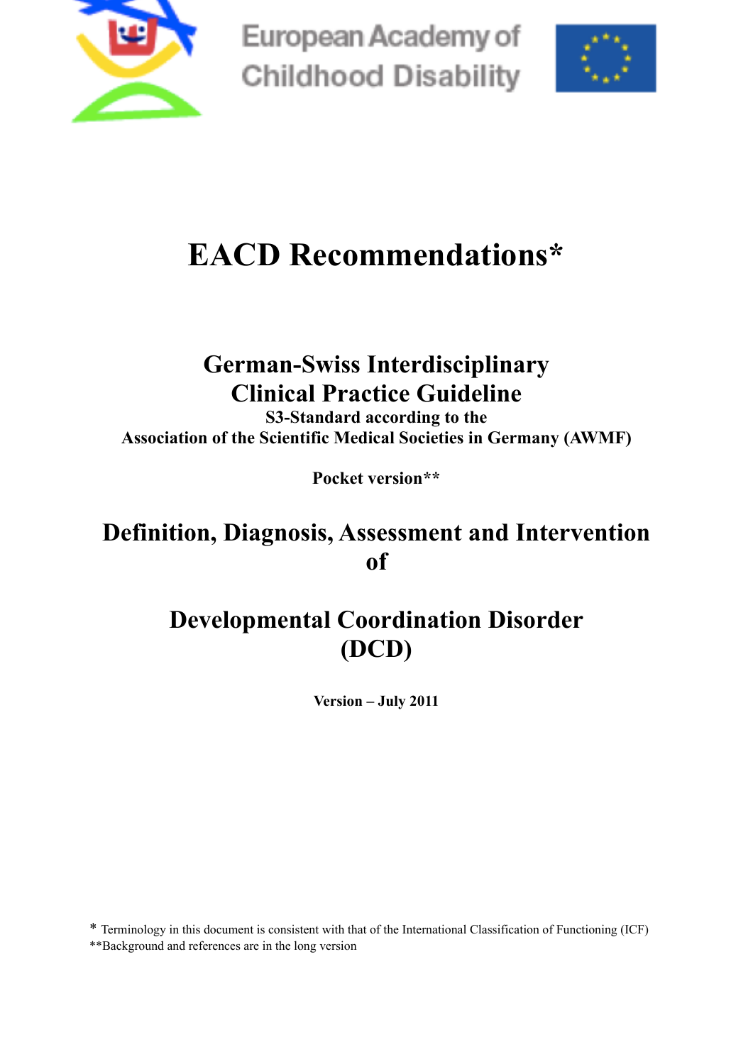European Academy of Childhood Disability

# EACD Recommendations*

## German-Swiss Interdisciplinary Clinical Practice Guideline

**S3-Standard according to the Association of the Scientific Medical Societies in Germany (AWMF)**

**Pocket version****

# Definition, Diagnosis, Assessment and Intervention of

# Developmental Coordination Disorder (DCD)

**Version – July 2011**

* Terminology in this document is consistent with that of the International Classification of Functioning (ICF)
**Background and references are in the long version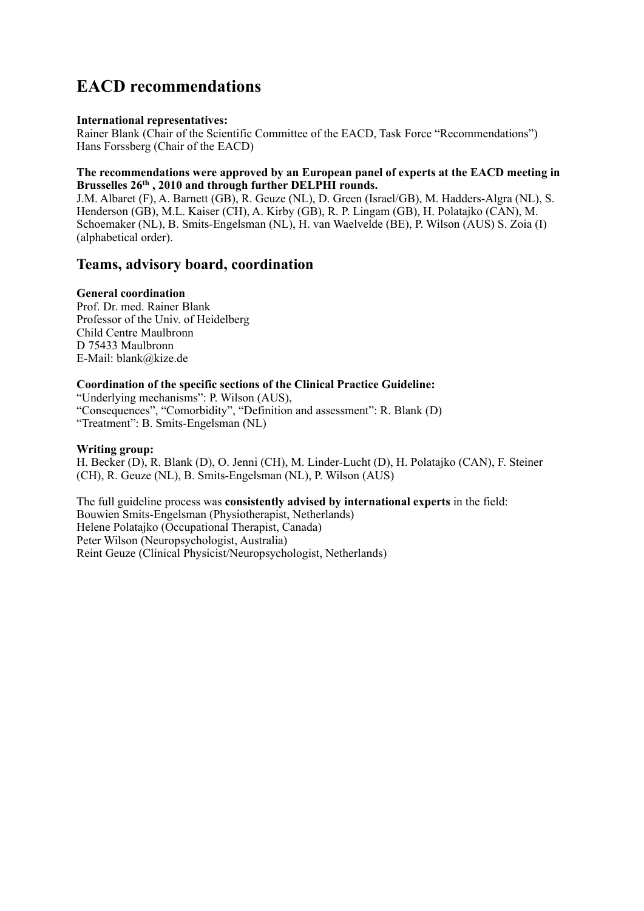## EACD recommendations

**International representatives:**
Rainer Blank (Chair of the Scientific Committee of the EACD, Task Force "Recommendations")
Hans Forssberg (Chair of the EACD)

**The recommendations were approved by an European panel of experts at the EACD meeting in Brusselles 26$^{th}$ , 2010 and through further DELPHI rounds.**
J.M. Albaret (F), A. Barnett (GB), R. Geuze (NL), D. Green (Israel/GB), M. Hadders-Algra (NL), S. Henderson (GB), M.L. Kaiser (CH), A. Kirby (GB), R. P. Lingam (GB), H. Polatajko (CAN), M. Schoemaker (NL), B. Smits-Engelsman (NL), H. van Waelvelde (BE), P. Wilson (AUS) S. Zoia (I) (alphabetical order).

## Teams, advisory board, coordination

**General coordination**
Prof. Dr. med. Rainer Blank
Professor of the Univ. of Heidelberg
Child Centre Maulbronn
D 75433 Maulbronn
E-Mail: blank@kize.de

**Coordination of the specific sections of the Clinical Practice Guideline:**
"Underlying mechanisms": P. Wilson (AUS),
"Consequences", "Comorbidity", "Definition and assessment": R. Blank (D)
"Treatment": B. Smits-Engelsman (NL)

**Writing group:**
H. Becker (D), R. Blank (D), O. Jenni (CH), M. Linder-Lucht (D), H. Polatajko (CAN), F. Steiner (CH), R. Geuze (NL), B. Smits-Engelsman (NL), P. Wilson (AUS)

The full guideline process was **consistently advised by international experts** in the field:
Bouwien Smits-Engelsman (Physiotherapist, Netherlands)
Helene Polatajko (Occupational Therapist, Canada)
Peter Wilson (Neuropsychologist, Australia)
Reint Geuze (Clinical Physicist/Neuropsychologist, Netherlands)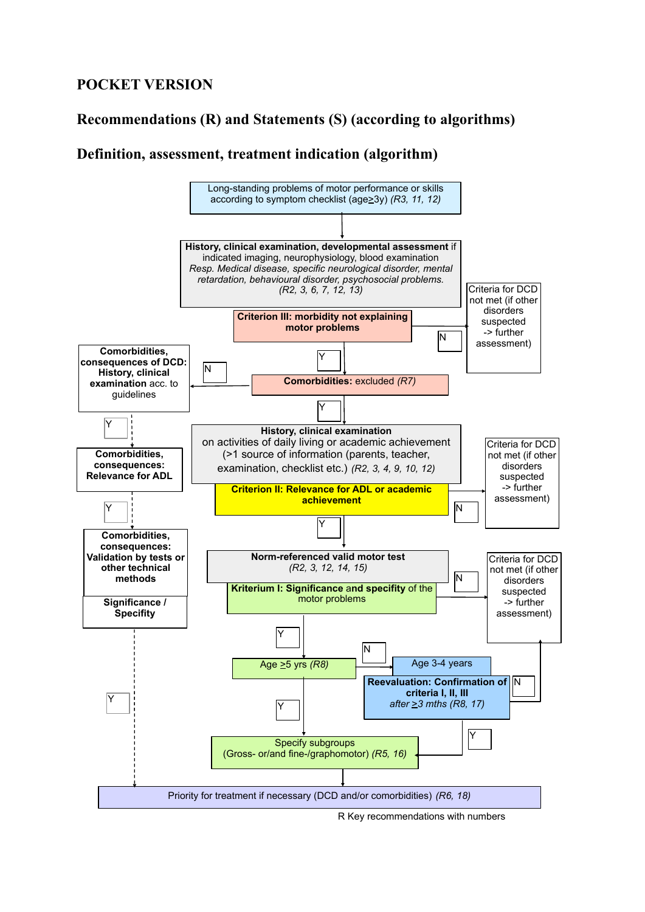**POCKET VERSION**

## Recommendations (R) and Statements (S) (according to algorithms)

## Definition, assessment, treatment indication (algorithm)

Long-standing problems of motor performance or skills according to symptom checklist (age≥3y) *(R3, 11, 12)*

**History, clinical examination, developmental assessment** if indicated imaging, neurophysiology, blood examination
*Resp. Medical disease, specific neurological disorder, mental retardation, behavioural disorder, psychosocial problems.*
*(R2, 3, 6, 7, 12, 13)*

**Criterion III: morbidity not explaining motor problems**

N → Criteria for DCD not met (if other disorders suspected -> further assessment)

Y

**Comorbidities:** excluded *(R7)*

N → **Comorbidities, consequences of DCD: History, clinical examination** acc. to guidelines

Y → **Comorbidities, consequences: Relevance for ADL**

Y → **Comorbidities, consequences: Validation by tests or other technical methods**

**Significance / Specifity**

Y → Priority for treatment

Y

**History, clinical examination**
on activities of daily living or academic achievement (>1 source of information (parents, teacher, examination, checklist etc.) *(R2, 3, 4, 9, 10, 12)*

**Criterion II: Relevance for ADL or academic achievement**

N → Criteria for DCD not met (if other disorders suspected -> further assessment)

Y

**Norm-referenced valid motor test**
*(R2, 3, 12, 14, 15)*

**Kriterium I: Significance and specifity** of the motor problems

N → Criteria for DCD not met (if other disorders suspected -> further assessment)

Y

Age ≥5 yrs *(R8)*

N → Age 3-4 years

**Reevaluation: Confirmation of criteria I, II, III**
*after ≥3 mths (R8, 17)*

N → Criteria for DCD not met (if other disorders suspected -> further assessment)

Y → Specify subgroups

Y

Specify subgroups
(Gross- or/and fine-/graphomotor) *(R5, 16)*

Priority for treatment if necessary (DCD and/or comorbidities) *(R6, 18)*

R Key recommendations with numbers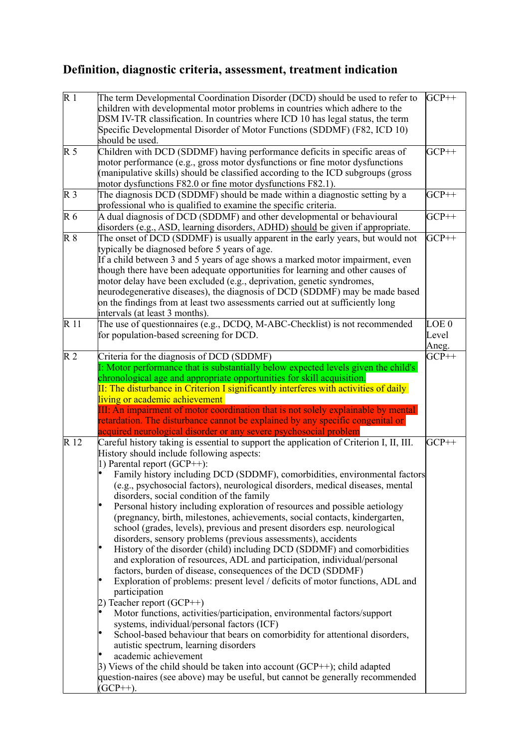## Definition, diagnostic criteria, assessment, treatment indication

| | | |
|---|---|---|
| R 1 | The term Developmental Coordination Disorder (DCD) should be used to refer to children with developmental motor problems in countries which adhere to the DSM IV-TR classification. In countries where ICD 10 has legal status, the term Specific Developmental Disorder of Motor Functions (SDDMF) (F82, ICD 10) should be used. | GCP++ |
| R 5 | Children with DCD (SDDMF) having performance deficits in specific areas of motor performance (e.g., gross motor dysfunctions or fine motor dysfunctions (manipulative skills) should be classified according to the ICD subgroups (gross motor dysfunctions F82.0 or fine motor dysfunctions F82.1). | GCP++ |
| R 3 | The diagnosis DCD (SDDMF) should be made within a diagnostic setting by a professional who is qualified to examine the specific criteria. | GCP++ |
| R 6 | A dual diagnosis of DCD (SDDMF) and other developmental or behavioural disorders (e.g., ASD, learning disorders, ADHD) <u>should</u> be given if appropriate. | GCP++ |
| R 8 | The onset of DCD (SDDMF) is usually apparent in the early years, but would not typically be diagnosed before 5 years of age.<br>If a child between 3 and 5 years of age shows a marked motor impairment, even though there have been adequate opportunities for learning and other causes of motor delay have been excluded (e.g., deprivation, genetic syndromes, neurodegenerative diseases), the diagnosis of DCD (SDDMF) may be made based on the findings from at least two assessments carried out at sufficiently long intervals (at least 3 months). | GCP++ |
| R 11 | The use of questionnaires (e.g., DCDQ, M-ABC-Checklist) is not recommended for population-based screening for DCD. | LOE 0 Level Aneg. |
| R 2 | Criteria for the diagnosis of DCD (SDDMF)<br>I: Motor performance that is substantially below expected levels given the child's chronological age and appropriate opportunities for skill acquisition.<br>II: The disturbance in Criterion I significantly interferes with activities of daily living or academic achievement<br>III: An impairment of motor coordination that is not solely explainable by mental retardation. The disturbance cannot be explained by any specific congenital or acquired neurological disorder or any severe psychosocial problem | GCP++ |
| R 12 | Careful history taking is essential to support the application of Criterion I, II, III. History should include following aspects:<br>1) Parental report (GCP++):<br>• Family history including DCD (SDDMF), comorbidities, environmental factors (e.g., psychosocial factors), neurological disorders, medical diseases, mental disorders, social condition of the family<br>• Personal history including exploration of resources and possible aetiology (pregnancy, birth, milestones, achievements, social contacts, kindergarten, school (grades, levels), previous and present disorders esp. neurological disorders, sensory problems (previous assessments), accidents<br>• History of the disorder (child) including DCD (SDDMF) and comorbidities and exploration of resources, ADL and participation, individual/personal factors, burden of disease, consequences of the DCD (SDDMF)<br>• Exploration of problems: present level / deficits of motor functions, ADL and participation<br>2) Teacher report (GCP++)<br>• Motor functions, activities/participation, environmental factors/support systems, individual/personal factors (ICF)<br>• School-based behaviour that bears on comorbidity for attentional disorders, autistic spectrum, learning disorders<br>• academic achievement<br>3) Views of the child should be taken into account (GCP++); child adapted question-naires (see above) may be useful, but cannot be generally recommended (GCP++). | GCP++ |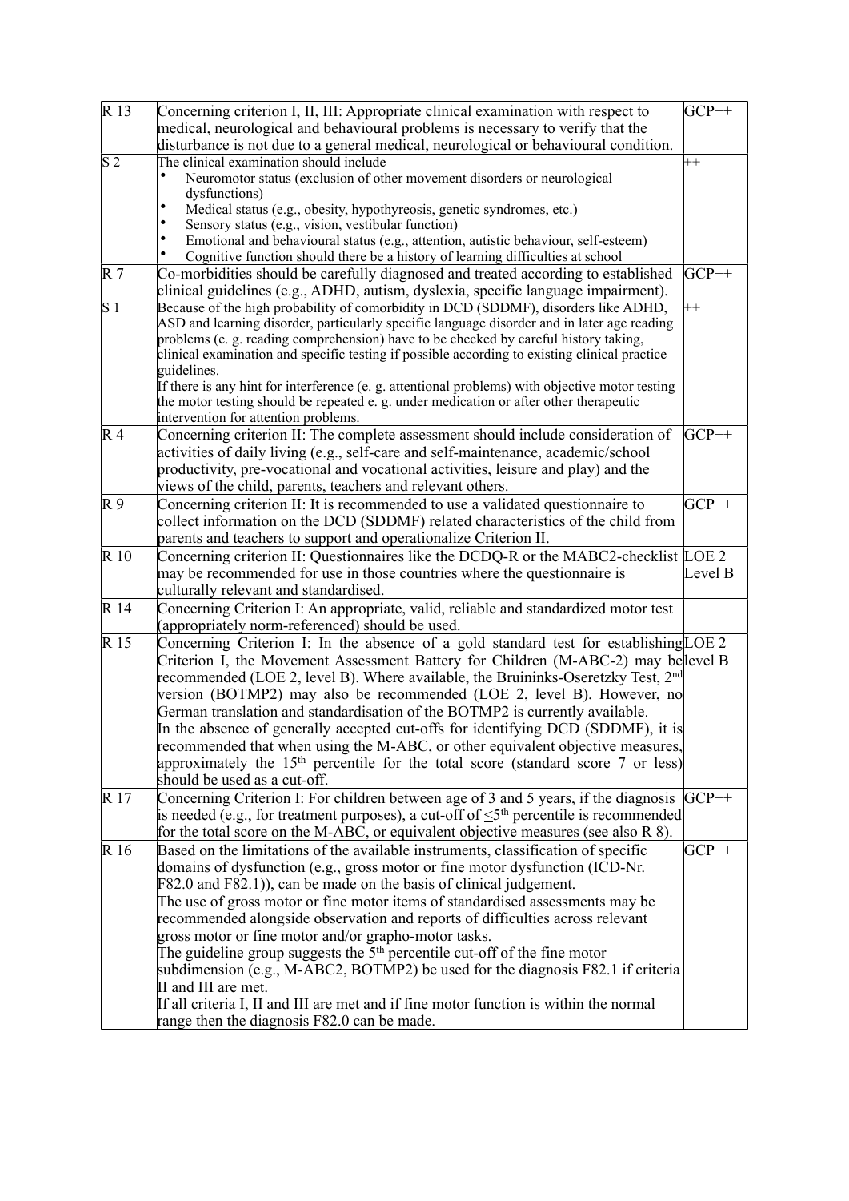| | | |
|---|---|---|
| R 13 | Concerning criterion I, II, III: Appropriate clinical examination with respect to medical, neurological and behavioural problems is necessary to verify that the disturbance is not due to a general medical, neurological or behavioural condition. | GCP++ |
| S 2 | The clinical examination should include<br>• Neuromotor status (exclusion of other movement disorders or neurological dysfunctions)<br>• Medical status (e.g., obesity, hypothyreosis, genetic syndromes, etc.)<br>• Sensory status (e.g., vision, vestibular function)<br>• Emotional and behavioural status (e.g., attention, autistic behaviour, self-esteem)<br>• Cognitive function should there be a history of learning difficulties at school | ++ |
| R 7 | Co-morbidities should be carefully diagnosed and treated according to established clinical guidelines (e.g., ADHD, autism, dyslexia, specific language impairment). | GCP++ |
| S 1 | Because of the high probability of comorbidity in DCD (SDDMF), disorders like ADHD, ASD and learning disorder, particularly specific language disorder and in later age reading problems (e. g. reading comprehension) have to be checked by careful history taking, clinical examination and specific testing if possible according to existing clinical practice guidelines.<br>If there is any hint for interference (e. g. attentional problems) with objective motor testing the motor testing should be repeated e. g. under medication or after other therapeutic intervention for attention problems. | ++ |
| R 4 | Concerning criterion II: The complete assessment should include consideration of activities of daily living (e.g., self-care and self-maintenance, academic/school productivity, pre-vocational and vocational activities, leisure and play) and the views of the child, parents, teachers and relevant others. | GCP++ |
| R 9 | Concerning criterion II: It is recommended to use a validated questionnaire to collect information on the DCD (SDDMF) related characteristics of the child from parents and teachers to support and operationalize Criterion II. | GCP++ |
| R 10 | Concerning criterion II: Questionnaires like the DCDQ-R or the MABC2-checklist may be recommended for use in those countries where the questionnaire is culturally relevant and standardised. | LOE 2 Level B |
| R 14 | Concerning Criterion I: An appropriate, valid, reliable and standardized motor test (appropriately norm-referenced) should be used. | |
| R 15 | Concerning Criterion I: In the absence of a gold standard test for establishing Criterion I, the Movement Assessment Battery for Children (M-ABC-2) may be recommended (LOE 2, level B). Where available, the Bruininks-Oseretzky Test, 2nd version (BOTMP2) may also be recommended (LOE 2, level B). However, no German translation and standardisation of the BOTMP2 is currently available.<br>In the absence of generally accepted cut-offs for identifying DCD (SDDMF), it is recommended that when using the M-ABC, or other equivalent objective measures, approximately the 15th percentile for the total score (standard score 7 or less) should be used as a cut-off. | LOE 2 level B |
| R 17 | Concerning Criterion I: For children between age of 3 and 5 years, if the diagnosis is needed (e.g., for treatment purposes), a cut-off of $\leq$5th percentile is recommended for the total score on the M-ABC, or equivalent objective measures (see also R 8). | GCP++ |
| R 16 | Based on the limitations of the available instruments, classification of specific domains of dysfunction (e.g., gross motor or fine motor dysfunction (ICD-Nr. F82.0 and F82.1)), can be made on the basis of clinical judgement.<br>The use of gross motor or fine motor items of standardised assessments may be recommended alongside observation and reports of difficulties across relevant gross motor or fine motor and/or grapho-motor tasks.<br>The guideline group suggests the 5th percentile cut-off of the fine motor subdimension (e.g., M-ABC2, BOTMP2) be used for the diagnosis F82.1 if criteria II and III are met.<br>If all criteria I, II and III are met and if fine motor function is within the normal range then the diagnosis F82.0 can be made. | GCP++ |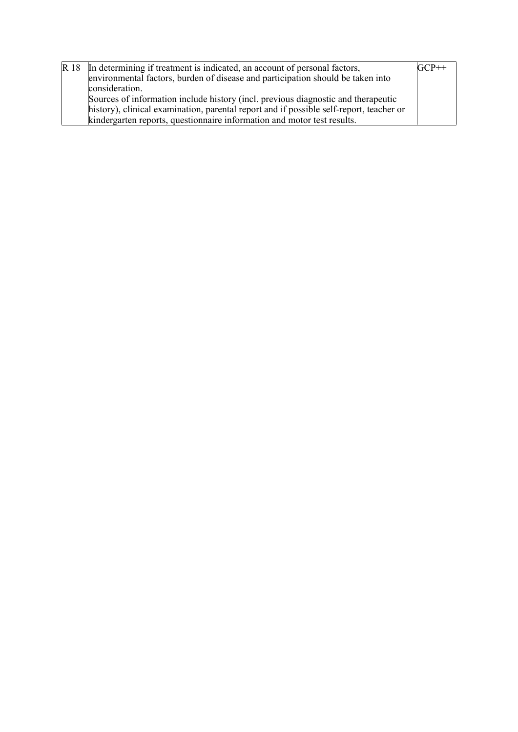| R 18 | In determining if treatment is indicated, an account of personal factors, environmental factors, burden of disease and participation should be taken into consideration.<br>Sources of information include history (incl. previous diagnostic and therapeutic history), clinical examination, parental report and if possible self-report, teacher or kindergarten reports, questionnaire information and motor test results. | GCP++ |
|---|---|---|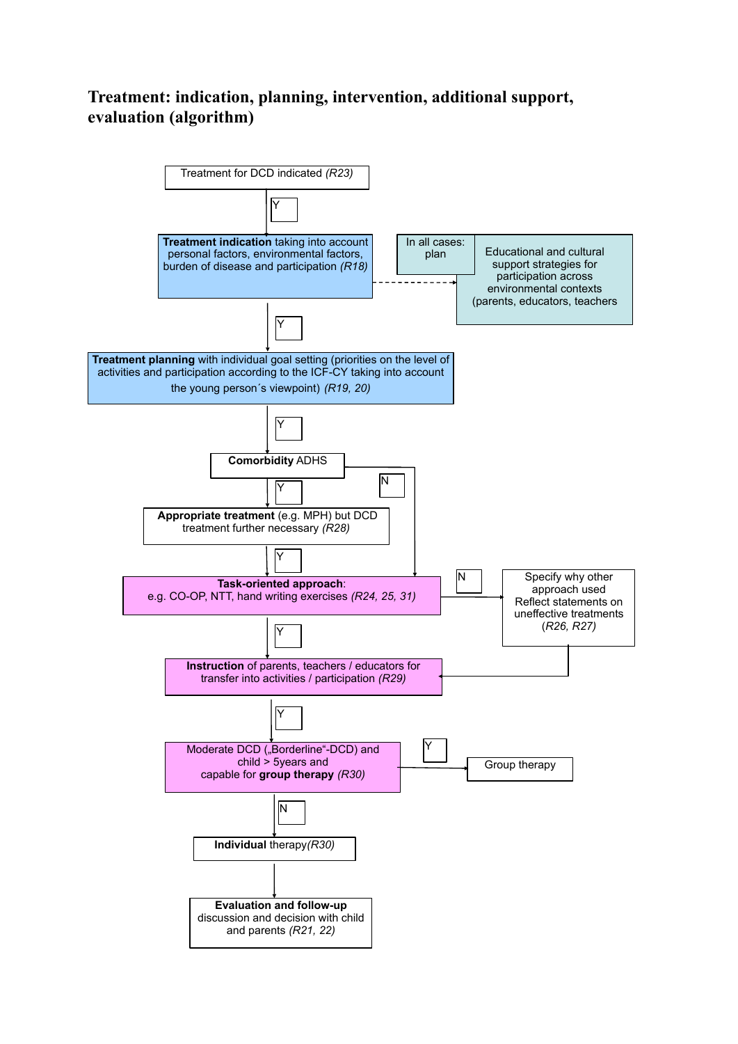# Treatment: indication, planning, intervention, additional support, evaluation (algorithm)

Treatment for DCD indicated *(R23)*

Y

**Treatment indication** taking into account personal factors, environmental factors, burden of disease and participation *(R18)*

In all cases: plan

Educational and cultural support strategies for participation across environmental contexts (parents, educators, teachers

Y

**Treatment planning** with individual goal setting (priorities on the level of activities and participation according to the ICF-CY taking into account the young person´s viewpoint) *(R19, 20)*

Y

**Comorbidity** ADHS

Y

N

**Appropriate treatment** (e.g. MPH) but DCD treatment further necessary *(R28)*

Y

**Task-oriented approach**:
e.g. CO-OP, NTT, hand writing exercises *(R24, 25, 31)*

N

Specify why other approach used
Reflect statements on uneffective treatments (*R26, R27)*

Y

**Instruction** of parents, teachers / educators for transfer into activities / participation *(R29)*

Y

Moderate DCD („Borderline"-DCD) and child > 5years and capable for **group therapy** *(R30)*

Y

Group therapy

N

**Individual** therapy*(R30)*

**Evaluation and follow-up**
discussion and decision with child and parents *(R21, 22)*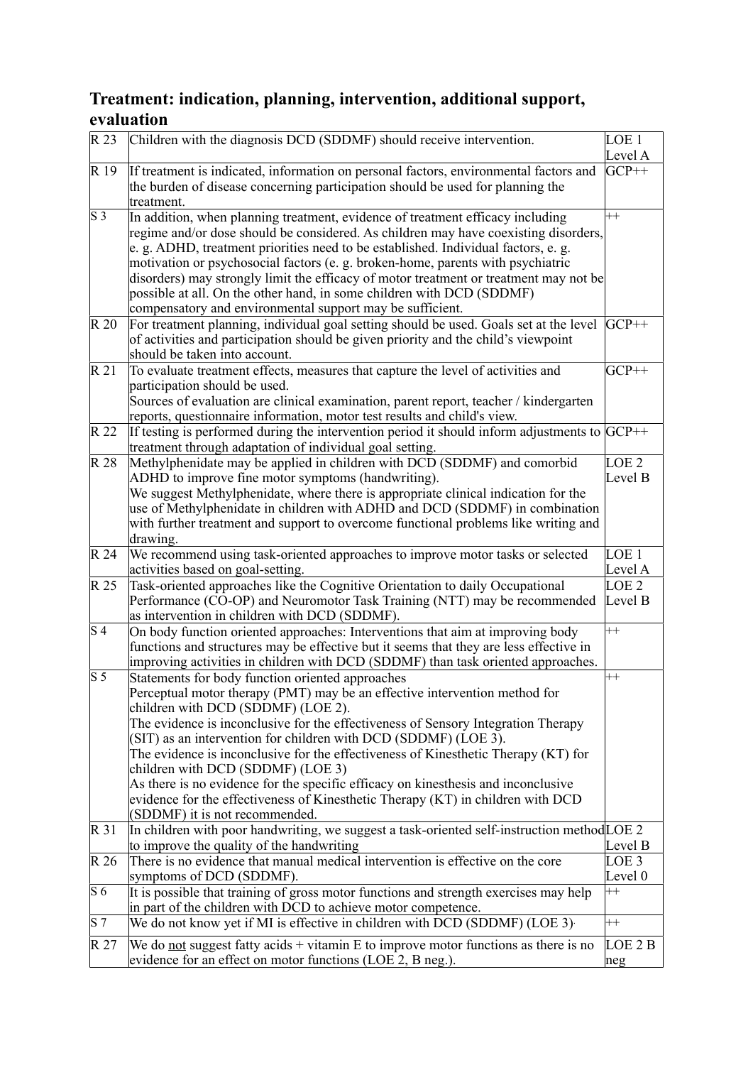## Treatment: indication, planning, intervention, additional support, evaluation

| | | |
|---|---|---|
| R 23 | Children with the diagnosis DCD (SDDMF) should receive intervention. | LOE 1 Level A |
| R 19 | If treatment is indicated, information on personal factors, environmental factors and the burden of disease concerning participation should be used for planning the treatment. | GCP++ |
| S 3 | In addition, when planning treatment, evidence of treatment efficacy including regime and/or dose should be considered. As children may have coexisting disorders, e. g. ADHD, treatment priorities need to be established. Individual factors, e. g. motivation or psychosocial factors (e. g. broken-home, parents with psychiatric disorders) may strongly limit the efficacy of motor treatment or treatment may not be possible at all. On the other hand, in some children with DCD (SDDMF) compensatory and environmental support may be sufficient. | ++ |
| R 20 | For treatment planning, individual goal setting should be used. Goals set at the level of activities and participation should be given priority and the child's viewpoint should be taken into account. | GCP++ |
| R 21 | To evaluate treatment effects, measures that capture the level of activities and participation should be used.<br>Sources of evaluation are clinical examination, parent report, teacher / kindergarten reports, questionnaire information, motor test results and child's view. | GCP++ |
| R 22 | If testing is performed during the intervention period it should inform adjustments to treatment through adaptation of individual goal setting. | GCP++ |
| R 28 | Methylphenidate may be applied in children with DCD (SDDMF) and comorbid ADHD to improve fine motor symptoms (handwriting).<br>We suggest Methylphenidate, where there is appropriate clinical indication for the use of Methylphenidate in children with ADHD and DCD (SDDMF) in combination with further treatment and support to overcome functional problems like writing and drawing. | LOE 2 Level B |
| R 24 | We recommend using task-oriented approaches to improve motor tasks or selected activities based on goal-setting. | LOE 1 Level A |
| R 25 | Task-oriented approaches like the Cognitive Orientation to daily Occupational Performance (CO-OP) and Neuromotor Task Training (NTT) may be recommended as intervention in children with DCD (SDDMF). | LOE 2 Level B |
| S 4 | On body function oriented approaches: Interventions that aim at improving body functions and structures may be effective but it seems that they are less effective in improving activities in children with DCD (SDDMF) than task oriented approaches. | ++ |
| S 5 | Statements for body function oriented approaches<br>Perceptual motor therapy (PMT) may be an effective intervention method for children with DCD (SDDMF) (LOE 2).<br>The evidence is inconclusive for the effectiveness of Sensory Integration Therapy (SIT) as an intervention for children with DCD (SDDMF) (LOE 3).<br>The evidence is inconclusive for the effectiveness of Kinesthetic Therapy (KT) for children with DCD (SDDMF) (LOE 3)<br>As there is no evidence for the specific efficacy on kinesthesis and inconclusive evidence for the effectiveness of Kinesthetic Therapy (KT) in children with DCD (SDDMF) it is not recommended. | ++ |
| R 31 | In children with poor handwriting, we suggest a task-oriented self-instruction method to improve the quality of the handwriting | LOE 2 Level B |
| R 26 | There is no evidence that manual medical intervention is effective on the core symptoms of DCD (SDDMF). | LOE 3 Level 0 |
| S 6 | It is possible that training of gross motor functions and strength exercises may help in part of the children with DCD to achieve motor competence. | ++ |
| S 7 | We do not know yet if MI is effective in children with DCD (SDDMF) (LOE 3). | ++ |
| R 27 | We do <u>not</u> suggest fatty acids + vitamin E to improve motor functions as there is no evidence for an effect on motor functions (LOE 2, B neg.). | LOE 2 B neg |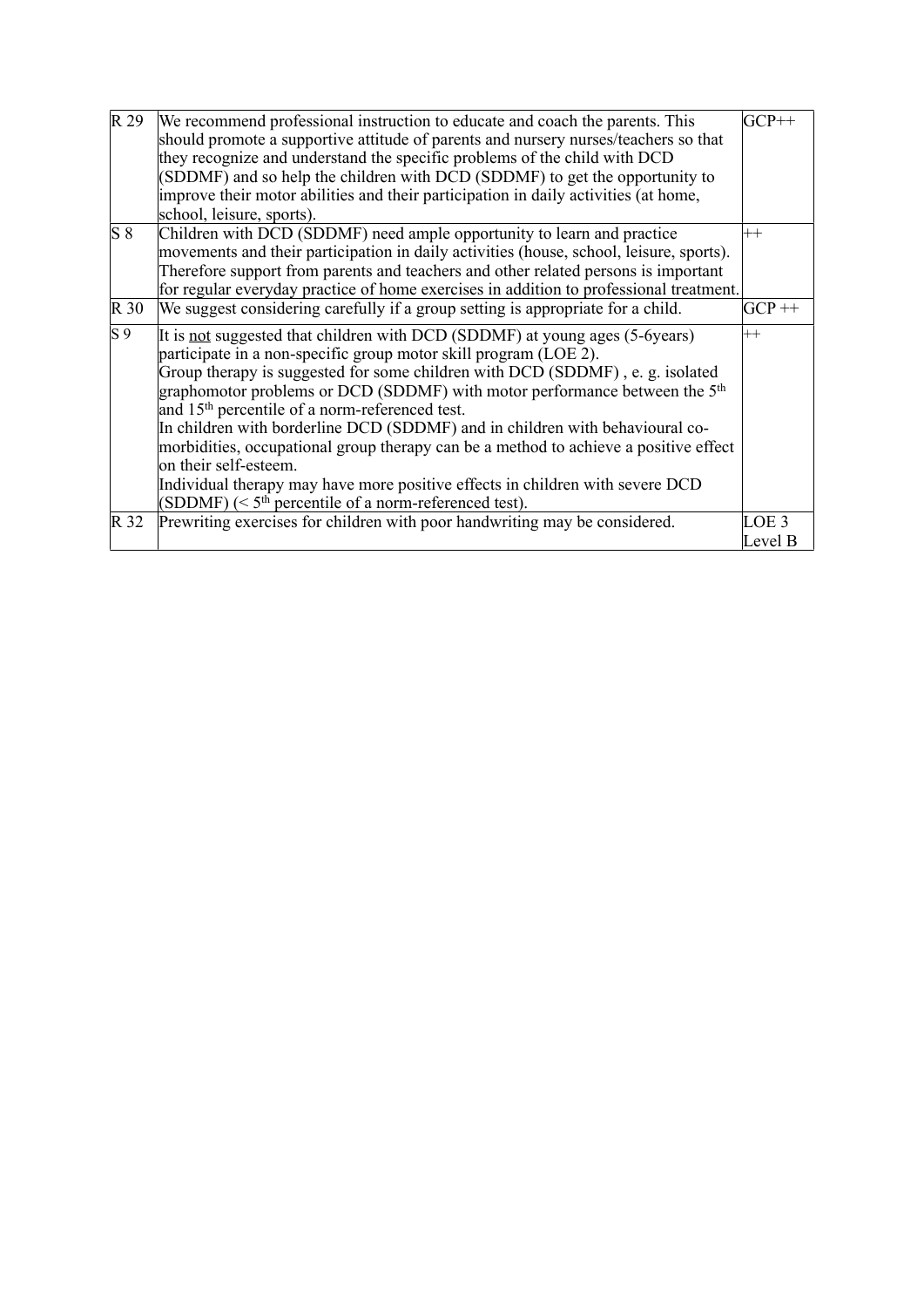| | | |
|---|---|---|
| R 29 | We recommend professional instruction to educate and coach the parents. This should promote a supportive attitude of parents and nursery nurses/teachers so that they recognize and understand the specific problems of the child with DCD (SDDMF) and so help the children with DCD (SDDMF) to get the opportunity to improve their motor abilities and their participation in daily activities (at home, school, leisure, sports). | GCP++ |
| S 8 | Children with DCD (SDDMF) need ample opportunity to learn and practice movements and their participation in daily activities (house, school, leisure, sports). Therefore support from parents and teachers and other related persons is important for regular everyday practice of home exercises in addition to professional treatment. | ++ |
| R 30 | We suggest considering carefully if a group setting is appropriate for a child. | GCP ++ |
| S 9 | It is <u>not</u> suggested that children with DCD (SDDMF) at young ages (5-6years) participate in a non-specific group motor skill program (LOE 2).<br>Group therapy is suggested for some children with DCD (SDDMF) , e. g. isolated graphomotor problems or DCD (SDDMF) with motor performance between the 5$^{th}$ and 15$^{th}$ percentile of a norm-referenced test.<br>In children with borderline DCD (SDDMF) and in children with behavioural co-morbidities, occupational group therapy can be a method to achieve a positive effect on their self-esteem.<br>Individual therapy may have more positive effects in children with severe DCD (SDDMF) (< 5$^{th}$ percentile of a norm-referenced test). | ++ |
| R 32 | Prewriting exercises for children with poor handwriting may be considered. | LOE 3 Level B |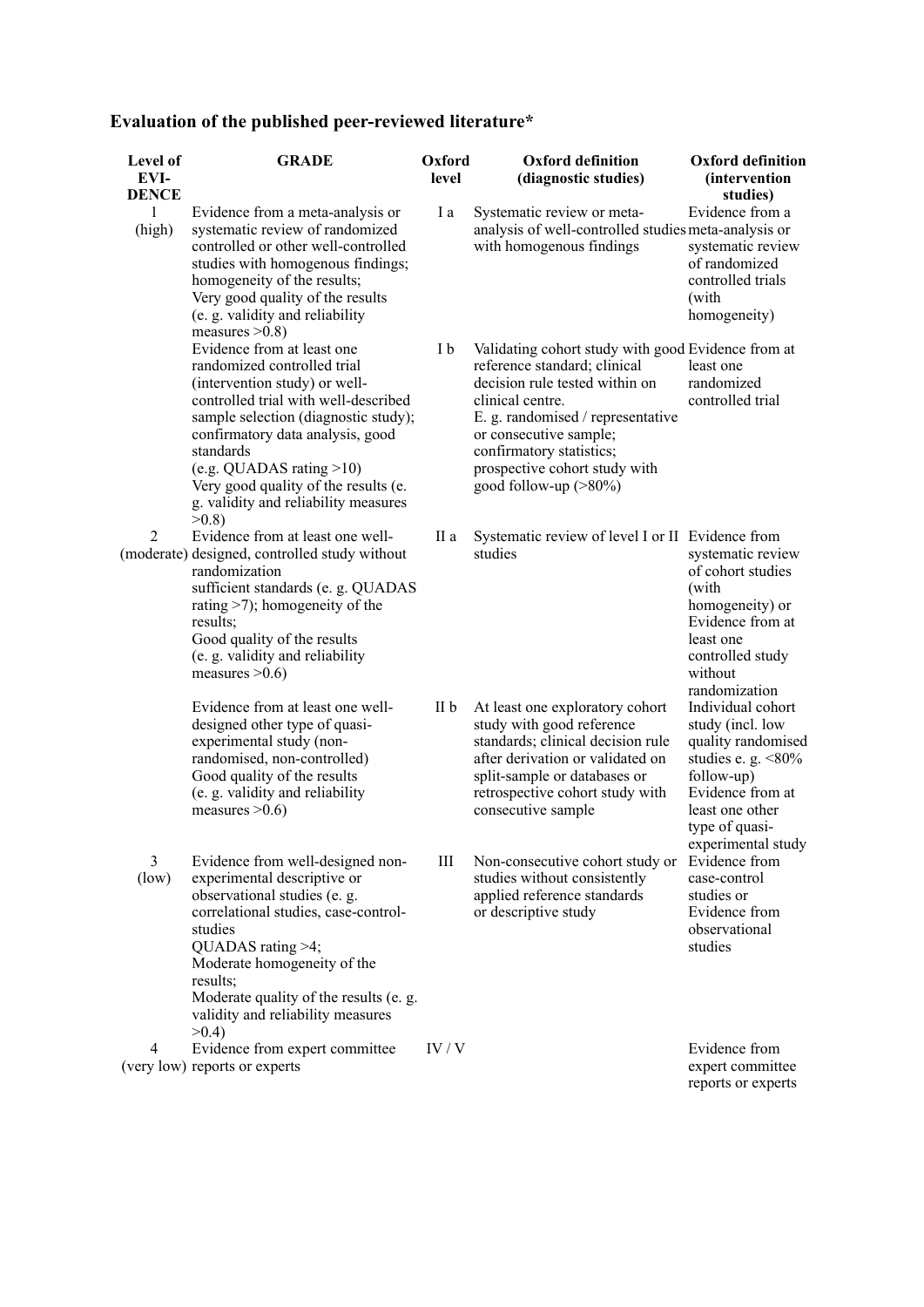**Evaluation of the published peer-reviewed literature***

| Level of EVI-DENCE | GRADE | Oxford level | Oxford definition (diagnostic studies) | Oxford definition (intervention studies) |
|---|---|---|---|---|
| 1 (high) | Evidence from a meta-analysis or systematic review of randomized controlled or other well-controlled studies with homogenous findings; homogeneity of the results; Very good quality of the results (e. g. validity and reliability measures >0.8) | I a | Systematic review or meta-analysis of well-controlled studies with homogenous findings | Evidence from a meta-analysis or systematic review of randomized controlled trials (with homogeneity) |
| | Evidence from at least one randomized controlled trial (intervention study) or well-controlled trial with well-described sample selection (diagnostic study); confirmatory data analysis, good standards (e.g. QUADAS rating >10) Very good quality of the results (e. g. validity and reliability measures >0.8) | I b | Validating cohort study with good reference standard; clinical decision rule tested within on clinical centre. E. g. randomised / representative or consecutive sample; confirmatory statistics; prospective cohort study with good follow-up (>80%) | Evidence from at least one randomized controlled trial |
| 2 (moderate) | Evidence from at least one well-designed, controlled study without randomization sufficient standards (e. g. QUADAS rating >7); homogeneity of the results; Good quality of the results (e. g. validity and reliability measures >0.6) | II a | Systematic review of level I or II studies | Evidence from systematic review of cohort studies (with homogeneity) or Evidence from at least one controlled study without randomization |
| | Evidence from at least one well-designed other type of quasi-experimental study (non-randomised, non-controlled) Good quality of the results (e. g. validity and reliability measures >0.6) | II b | At least one exploratory cohort study with good reference standards; clinical decision rule after derivation or validated on split-sample or databases or retrospective cohort study with consecutive sample | Individual cohort study (incl. low quality randomised studies e. g. <80% follow-up) Evidence from at least one other type of quasi-experimental study |
| 3 (low) | Evidence from well-designed non-experimental descriptive or observational studies (e. g. correlational studies, case-control-studies QUADAS rating >4; Moderate homogeneity of the results; Moderate quality of the results (e. g. validity and reliability measures >0.4) | III | Non-consecutive cohort study or studies without consistently applied reference standards or descriptive study | Evidence from case-control studies or Evidence from observational studies |
| 4 (very low) | Evidence from expert committee reports or experts | IV / V | | Evidence from expert committee reports or experts |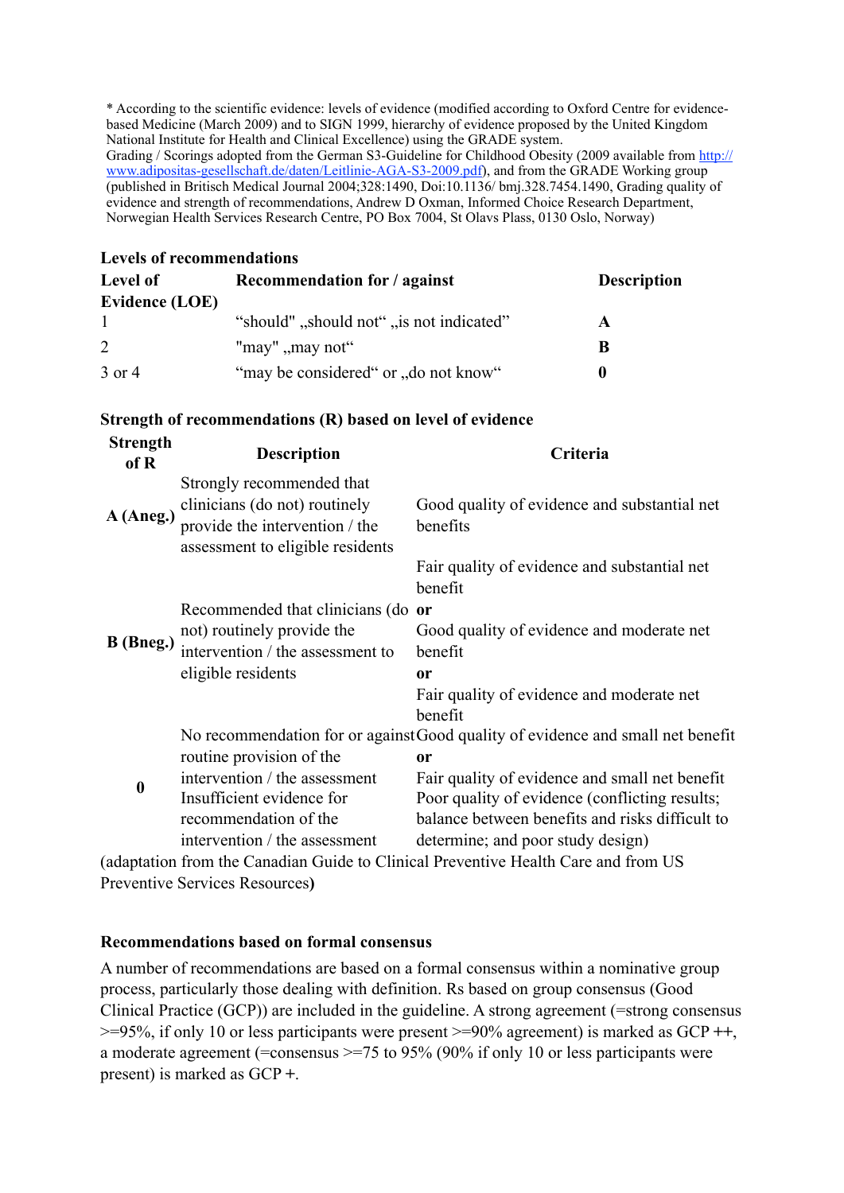* According to the scientific evidence: levels of evidence (modified according to Oxford Centre for evidence-based Medicine (March 2009) and to SIGN 1999, hierarchy of evidence proposed by the United Kingdom National Institute for Health and Clinical Excellence) using the GRADE system.
Grading / Scorings adopted from the German S3-Guideline for Childhood Obesity (2009 available from http://www.adipositas-gesellschaft.de/daten/Leitlinie-AGA-S3-2009.pdf), and from the GRADE Working group (published in Britisch Medical Journal 2004;328:1490, Doi:10.1136/ bmj.328.7454.1490, Grading quality of evidence and strength of recommendations, Andrew D Oxman, Informed Choice Research Department, Norwegian Health Services Research Centre, PO Box 7004, St Olavs Plass, 0130 Oslo, Norway)

**Levels of recommendations**

| Level of Evidence (LOE) | Recommendation for / against | Description |
|---|---|---|
| 1 | “should" „should not“ „is not indicated” | **A** |
| 2 | "may" „may not“ | **B** |
| 3 or 4 | “may be considered“ or „do not know“ | **0** |

**Strength of recommendations (R) based on level of evidence**

| Strength of R | Description | Criteria |
|---|---|---|
| **A (Aneg.)** | Strongly recommended that clinicians (do not) routinely provide the intervention / the assessment to eligible residents | Good quality of evidence and substantial net benefits |
| **B (Bneg.)** | Recommended that clinicians (do not) routinely provide the intervention / the assessment to eligible residents | Fair quality of evidence and substantial net benefit **or** Good quality of evidence and moderate net benefit **or** Fair quality of evidence and moderate net benefit |
| **0** | No recommendation for or against routine provision of the intervention / the assessment Insufficient evidence for recommendation of the intervention / the assessment | Good quality of evidence and small net benefit **or** Fair quality of evidence and small net benefit Poor quality of evidence (conflicting results; balance between benefits and risks difficult to determine; and poor study design) |

(adaptation from the Canadian Guide to Clinical Preventive Health Care and from US Preventive Services Resources**)**

**Recommendations based on formal consensus**

A number of recommendations are based on a formal consensus within a nominative group process, particularly those dealing with definition. Rs based on group consensus (Good Clinical Practice (GCP)) are included in the guideline. A strong agreement (=strong consensus >=95%, if only 10 or less participants were present >=90% agreement) is marked as GCP ++, a moderate agreement (=consensus >=75 to 95% (90% if only 10 or less participants were present) is marked as GCP +.